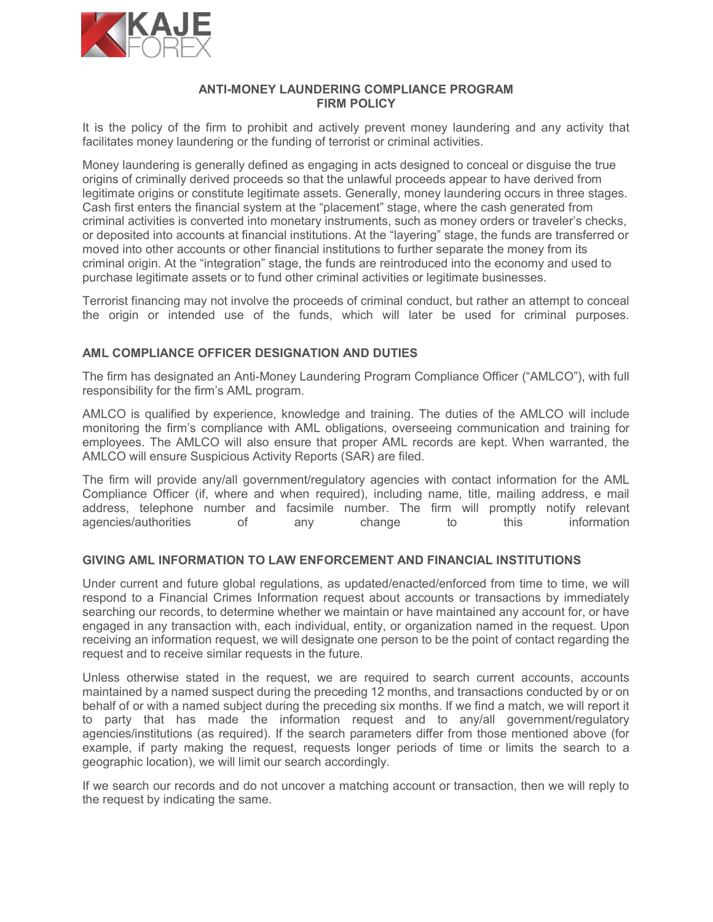# ANTI-MONEY LAUNDERING COMPLIANCE PROGRAM
# FIRM POLICY

It is the policy of the firm to prohibit and actively prevent money laundering and any activity that facilitates money laundering or the funding of terrorist or criminal activities.

Money laundering is generally defined as engaging in acts designed to conceal or disguise the true origins of criminally derived proceeds so that the unlawful proceeds appear to have derived from legitimate origins or constitute legitimate assets. Generally, money laundering occurs in three stages. Cash first enters the financial system at the "placement" stage, where the cash generated from criminal activities is converted into monetary instruments, such as money orders or traveler's checks, or deposited into accounts at financial institutions. At the "layering" stage, the funds are transferred or moved into other accounts or other financial institutions to further separate the money from its criminal origin. At the "integration" stage, the funds are reintroduced into the economy and used to purchase legitimate assets or to fund other criminal activities or legitimate businesses.

Terrorist financing may not involve the proceeds of criminal conduct, but rather an attempt to conceal the origin or intended use of the funds, which will later be used for criminal purposes.

## AML COMPLIANCE OFFICER DESIGNATION AND DUTIES

The firm has designated an Anti-Money Laundering Program Compliance Officer ("AMLCO"), with full responsibility for the firm's AML program.

AMLCO is qualified by experience, knowledge and training. The duties of the AMLCO will include monitoring the firm's compliance with AML obligations, overseeing communication and training for employees. The AMLCO will also ensure that proper AML records are kept. When warranted, the AMLCO will ensure Suspicious Activity Reports (SAR) are filed.

The firm will provide any/all government/regulatory agencies with contact information for the AML Compliance Officer (if, where and when required), including name, title, mailing address, e mail address, telephone number and facsimile number. The firm will promptly notify relevant agencies/authorities of any change to this information

## GIVING AML INFORMATION TO LAW ENFORCEMENT AND FINANCIAL INSTITUTIONS

Under current and future global regulations, as updated/enacted/enforced from time to time, we will respond to a Financial Crimes Information request about accounts or transactions by immediately searching our records, to determine whether we maintain or have maintained any account for, or have engaged in any transaction with, each individual, entity, or organization named in the request. Upon receiving an information request, we will designate one person to be the point of contact regarding the request and to receive similar requests in the future.

Unless otherwise stated in the request, we are required to search current accounts, accounts maintained by a named suspect during the preceding 12 months, and transactions conducted by or on behalf of or with a named subject during the preceding six months. If we find a match, we will report it to party that has made the information request and to any/all government/regulatory agencies/institutions (as required). If the search parameters differ from those mentioned above (for example, if party making the request, requests longer periods of time or limits the search to a geographic location), we will limit our search accordingly.

If we search our records and do not uncover a matching account or transaction, then we will reply to the request by indicating the same.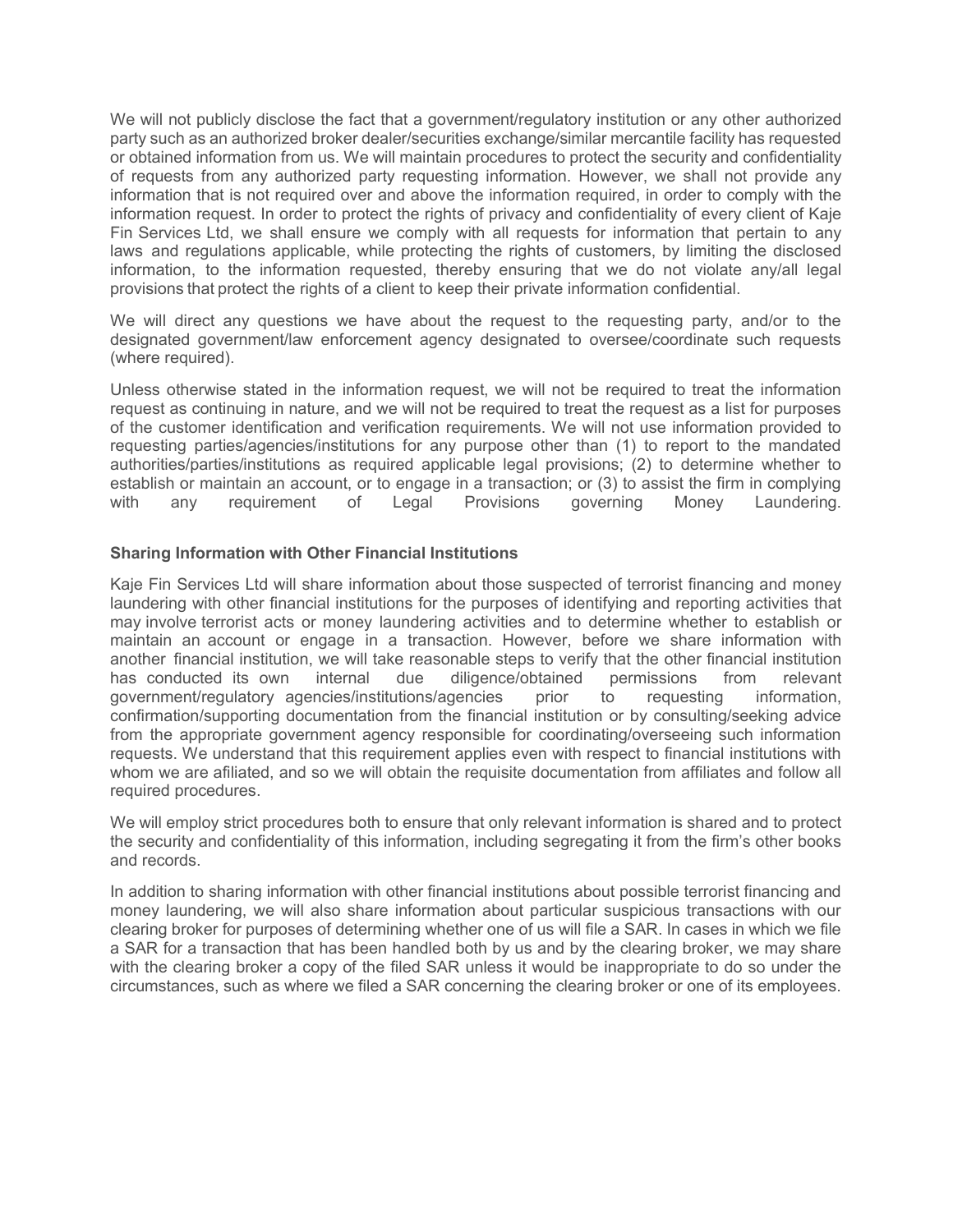We will not publicly disclose the fact that a government/regulatory institution or any other authorized party such as an authorized broker dealer/securities exchange/similar mercantile facility has requested or obtained information from us. We will maintain procedures to protect the security and confidentiality of requests from any authorized party requesting information. However, we shall not provide any information that is not required over and above the information required, in order to comply with the information request. In order to protect the rights of privacy and confidentiality of every client of Kaje Fin Services Ltd, we shall ensure we comply with all requests for information that pertain to any laws and regulations applicable, while protecting the rights of customers, by limiting the disclosed information, to the information requested, thereby ensuring that we do not violate any/all legal provisions that protect the rights of a client to keep their private information confidential.

We will direct any questions we have about the request to the requesting party, and/or to the designated government/law enforcement agency designated to oversee/coordinate such requests (where required).

Unless otherwise stated in the information request, we will not be required to treat the information request as continuing in nature, and we will not be required to treat the request as a list for purposes of the customer identification and verification requirements. We will not use information provided to requesting parties/agencies/institutions for any purpose other than (1) to report to the mandated authorities/parties/institutions as required applicable legal provisions; (2) to determine whether to establish or maintain an account, or to engage in a transaction; or (3) to assist the firm in complying with any requirement of Legal Provisions governing Money Laundering.

**Sharing Information with Other Financial Institutions**

Kaje Fin Services Ltd will share information about those suspected of terrorist financing and money laundering with other financial institutions for the purposes of identifying and reporting activities that may involve terrorist acts or money laundering activities and to determine whether to establish or maintain an account or engage in a transaction. However, before we share information with another financial institution, we will take reasonable steps to verify that the other financial institution has conducted its own internal due diligence/obtained permissions from relevant government/regulatory agencies/institutions/agencies prior to requesting information, confirmation/supporting documentation from the financial institution or by consulting/seeking advice from the appropriate government agency responsible for coordinating/overseeing such information requests. We understand that this requirement applies even with respect to financial institutions with whom we are afiliated, and so we will obtain the requisite documentation from affiliates and follow all required procedures.

We will employ strict procedures both to ensure that only relevant information is shared and to protect the security and confidentiality of this information, including segregating it from the firm's other books and records.

In addition to sharing information with other financial institutions about possible terrorist financing and money laundering, we will also share information about particular suspicious transactions with our clearing broker for purposes of determining whether one of us will file a SAR. In cases in which we file a SAR for a transaction that has been handled both by us and by the clearing broker, we may share with the clearing broker a copy of the filed SAR unless it would be inappropriate to do so under the circumstances, such as where we filed a SAR concerning the clearing broker or one of its employees.